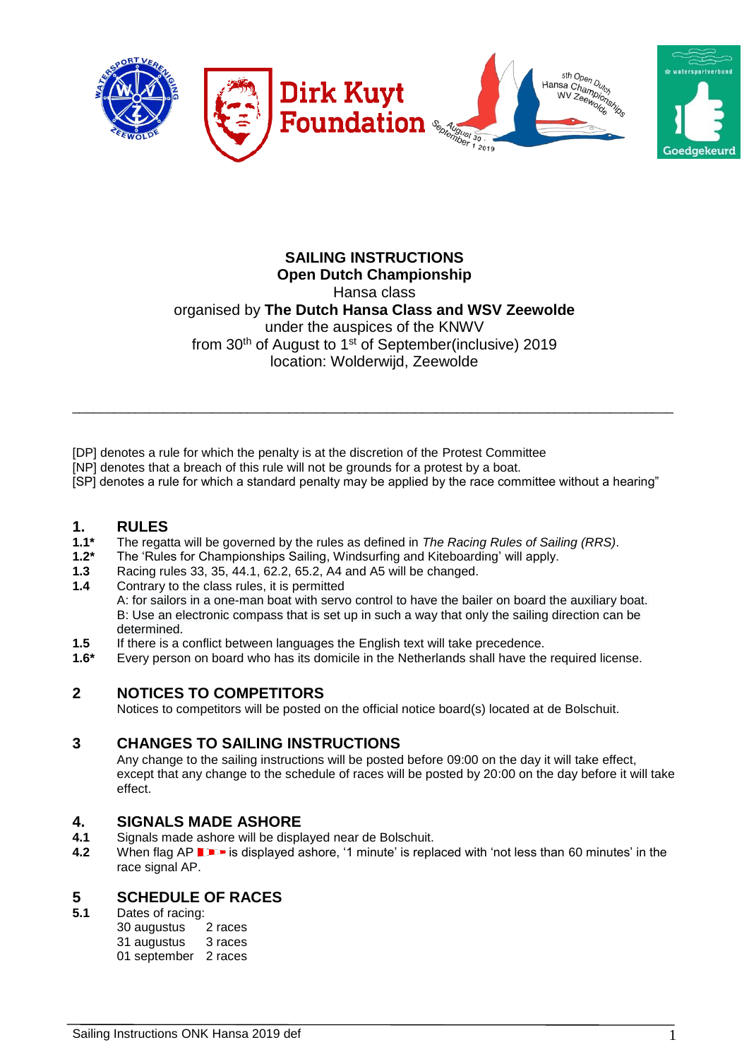**SAILING INSTRUCTIONS**
**Open Dutch Championship**
Hansa class
organised by **The Dutch Hansa Class and WSV Zeewolde**
under the auspices of the KNWV
from 30th of August to 1st of September(inclusive) 2019
location: Wolderwijd, Zeewolde

---

[DP] denotes a rule for which the penalty is at the discretion of the Protest Committee
[NP] denotes that a breach of this rule will not be grounds for a protest by a boat.
[SP] denotes a rule for which a standard penalty may be applied by the race committee without a hearing"

## 1. RULES

**1.1*** The regatta will be governed by the rules as defined in *The Racing Rules of Sailing (RRS)*.
**1.2*** The 'Rules for Championships Sailing, Windsurfing and Kiteboarding' will apply.
**1.3** Racing rules 33, 35, 44.1, 62.2, 65.2, A4 and A5 will be changed.
**1.4** Contrary to the class rules, it is permitted
A: for sailors in a one-man boat with servo control to have the bailer on board the auxiliary boat.
B: Use an electronic compass that is set up in such a way that only the sailing direction can be determined.
**1.5** If there is a conflict between languages the English text will take precedence.
**1.6*** Every person on board who has its domicile in the Netherlands shall have the required license.

## 2 NOTICES TO COMPETITORS

Notices to competitors will be posted on the official notice board(s) located at de Bolschuit.

## 3 CHANGES TO SAILING INSTRUCTIONS

Any change to the sailing instructions will be posted before 09:00 on the day it will take effect, except that any change to the schedule of races will be posted by 20:00 on the day before it will take effect.

## 4. SIGNALS MADE ASHORE

**4.1** Signals made ashore will be displayed near de Bolschuit.
**4.2** When flag AP is displayed ashore, '1 minute' is replaced with 'not less than 60 minutes' in the race signal AP.

## 5 SCHEDULE OF RACES

**5.1** Dates of racing:

| | |
|---|---|
| 30 augustus | 2 races |
| 31 augustus | 3 races |
| 01 september | 2 races |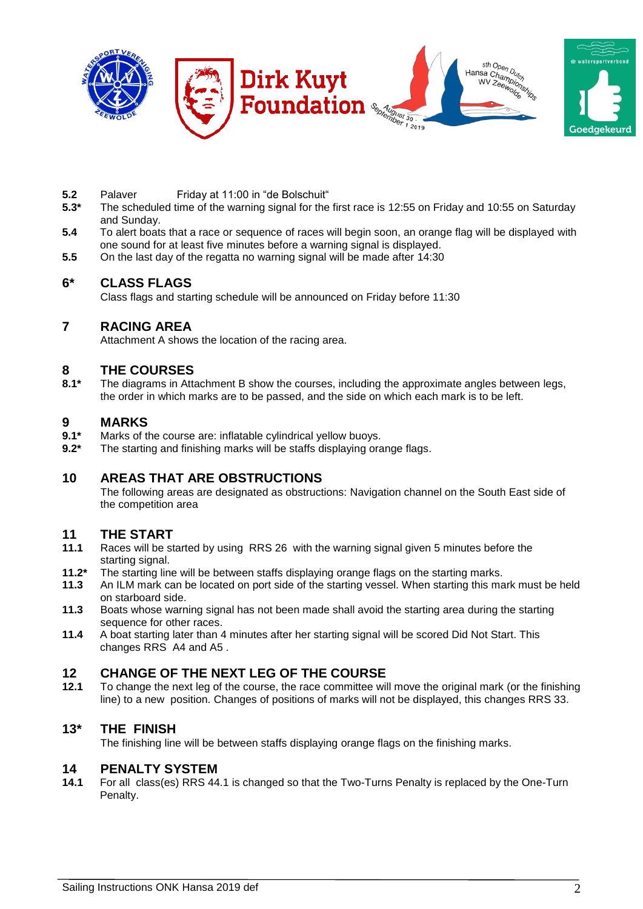**5.2** Palaver Friday at 11:00 in "de Bolschuit"

**5.3*** The scheduled time of the warning signal for the first race is 12:55 on Friday and 10:55 on Saturday and Sunday.

**5.4** To alert boats that a race or sequence of races will begin soon, an orange flag will be displayed with one sound for at least five minutes before a warning signal is displayed.

**5.5** On the last day of the regatta no warning signal will be made after 14:30

## 6* CLASS FLAGS

Class flags and starting schedule will be announced on Friday before 11:30

## 7 RACING AREA

Attachment A shows the location of the racing area.

## 8 THE COURSES

**8.1*** The diagrams in Attachment B show the courses, including the approximate angles between legs, the order in which marks are to be passed, and the side on which each mark is to be left.

## 9 MARKS

**9.1*** Marks of the course are: inflatable cylindrical yellow buoys.

**9.2*** The starting and finishing marks will be staffs displaying orange flags.

## 10 AREAS THAT ARE OBSTRUCTIONS

The following areas are designated as obstructions: Navigation channel on the South East side of the competition area

## 11 THE START

**11.1** Races will be started by using RRS 26 with the warning signal given 5 minutes before the starting signal.

**11.2*** The starting line will be between staffs displaying orange flags on the starting marks.

**11.3** An ILM mark can be located on port side of the starting vessel. When starting this mark must be held on starboard side.

**11.3** Boats whose warning signal has not been made shall avoid the starting area during the starting sequence for other races.

**11.4** A boat starting later than 4 minutes after her starting signal will be scored Did Not Start. This changes RRS A4 and A5 .

## 12 CHANGE OF THE NEXT LEG OF THE COURSE

**12.1** To change the next leg of the course, the race committee will move the original mark (or the finishing line) to a new position. Changes of positions of marks will not be displayed, this changes RRS 33.

## 13* THE FINISH

The finishing line will be between staffs displaying orange flags on the finishing marks.

## 14 PENALTY SYSTEM

**14.1** For all class(es) RRS 44.1 is changed so that the Two-Turns Penalty is replaced by the One-Turn Penalty.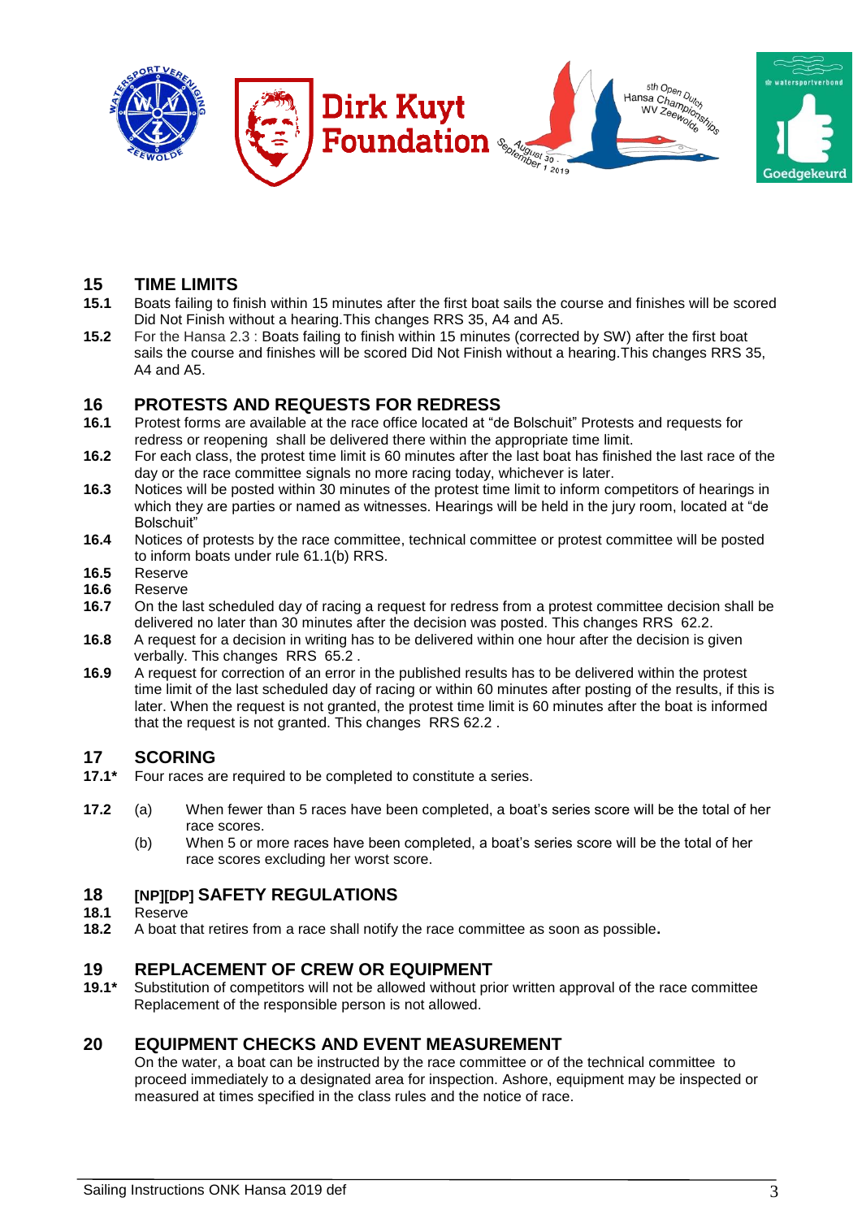## 15 TIME LIMITS

**15.1** Boats failing to finish within 15 minutes after the first boat sails the course and finishes will be scored Did Not Finish without a hearing.This changes RRS 35, A4 and A5.

**15.2** For the Hansa 2.3 : Boats failing to finish within 15 minutes (corrected by SW) after the first boat sails the course and finishes will be scored Did Not Finish without a hearing.This changes RRS 35, A4 and A5.

## 16 PROTESTS AND REQUESTS FOR REDRESS

**16.1** Protest forms are available at the race office located at “de Bolschuit” Protests and requests for redress or reopening shall be delivered there within the appropriate time limit.

**16.2** For each class, the protest time limit is 60 minutes after the last boat has finished the last race of the day or the race committee signals no more racing today, whichever is later.

**16.3** Notices will be posted within 30 minutes of the protest time limit to inform competitors of hearings in which they are parties or named as witnesses. Hearings will be held in the jury room, located at “de Bolschuit”

**16.4** Notices of protests by the race committee, technical committee or protest committee will be posted to inform boats under rule 61.1(b) RRS.

**16.5** Reserve

**16.6** Reserve

**16.7** On the last scheduled day of racing a request for redress from a protest committee decision shall be delivered no later than 30 minutes after the decision was posted. This changes RRS 62.2.

**16.8** A request for a decision in writing has to be delivered within one hour after the decision is given verbally. This changes RRS 65.2 .

**16.9** A request for correction of an error in the published results has to be delivered within the protest time limit of the last scheduled day of racing or within 60 minutes after posting of the results, if this is later. When the request is not granted, the protest time limit is 60 minutes after the boat is informed that the request is not granted. This changes RRS 62.2 .

## 17 SCORING

**17.1*** Four races are required to be completed to constitute a series.

**17.2** (a) When fewer than 5 races have been completed, a boat’s series score will be the total of her race scores.

(b) When 5 or more races have been completed, a boat’s series score will be the total of her race scores excluding her worst score.

## 18 [NP][DP] SAFETY REGULATIONS

**18.1** Reserve

**18.2** A boat that retires from a race shall notify the race committee as soon as possible**.**

## 19 REPLACEMENT OF CREW OR EQUIPMENT

**19.1*** Substitution of competitors will not be allowed without prior written approval of the race committee Replacement of the responsible person is not allowed.

## 20 EQUIPMENT CHECKS AND EVENT MEASUREMENT

On the water, a boat can be instructed by the race committee or of the technical committee to proceed immediately to a designated area for inspection. Ashore, equipment may be inspected or measured at times specified in the class rules and the notice of race.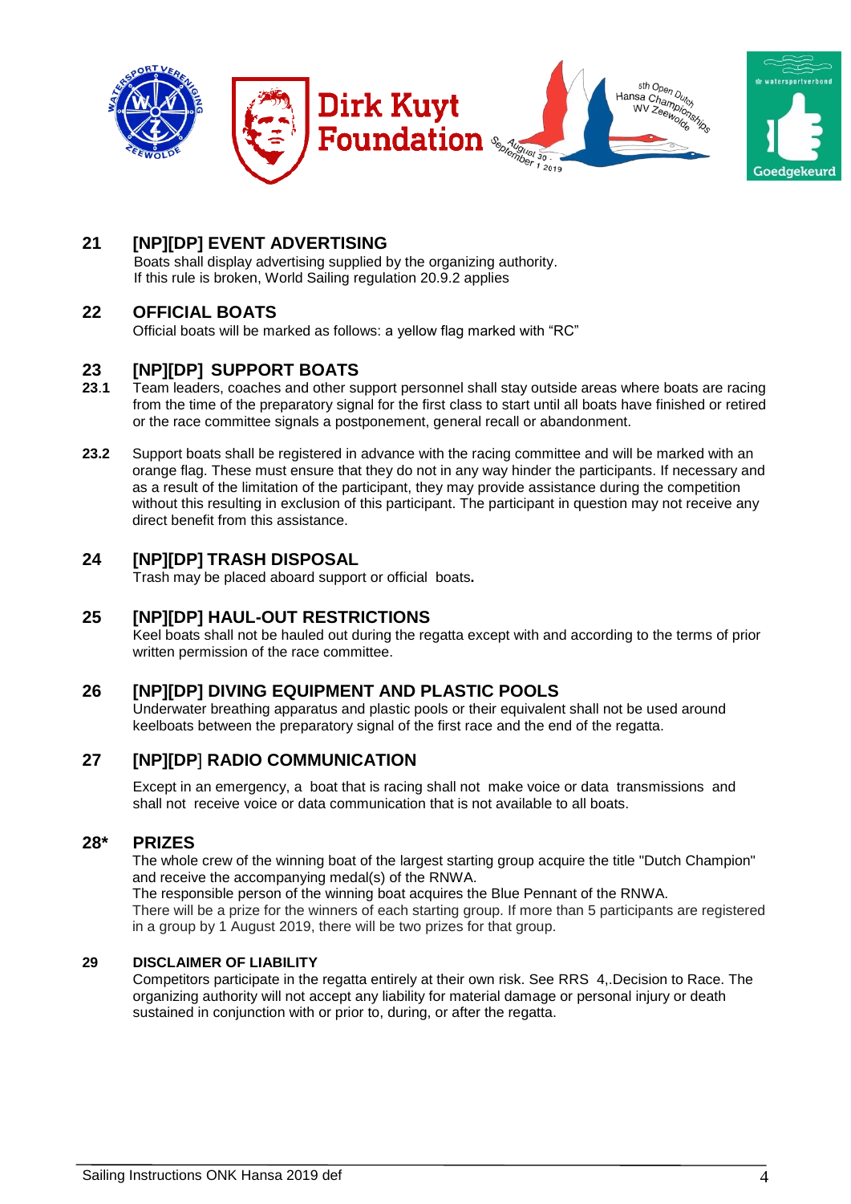## 21 [NP][DP] EVENT ADVERTISING

Boats shall display advertising supplied by the organizing authority.
If this rule is broken, World Sailing regulation 20.9.2 applies

## 22 OFFICIAL BOATS

Official boats will be marked as follows: a yellow flag marked with "RC"

## 23 [NP][DP] SUPPORT BOATS

**23.1** Team leaders, coaches and other support personnel shall stay outside areas where boats are racing from the time of the preparatory signal for the first class to start until all boats have finished or retired or the race committee signals a postponement, general recall or abandonment.

**23.2** Support boats shall be registered in advance with the racing committee and will be marked with an orange flag. These must ensure that they do not in any way hinder the participants. If necessary and as a result of the limitation of the participant, they may provide assistance during the competition without this resulting in exclusion of this participant. The participant in question may not receive any direct benefit from this assistance.

## 24 [NP][DP] TRASH DISPOSAL

Trash may be placed aboard support or official boats**.**

## 25 [NP][DP] HAUL-OUT RESTRICTIONS

Keel boats shall not be hauled out during the regatta except with and according to the terms of prior written permission of the race committee.

## 26 [NP][DP] DIVING EQUIPMENT AND PLASTIC POOLS

Underwater breathing apparatus and plastic pools or their equivalent shall not be used around keelboats between the preparatory signal of the first race and the end of the regatta.

## 27 [NP][DP] RADIO COMMUNICATION

Except in an emergency, a boat that is racing shall not make voice or data transmissions and shall not receive voice or data communication that is not available to all boats.

## 28* PRIZES

The whole crew of the winning boat of the largest starting group acquire the title "Dutch Champion" and receive the accompanying medal(s) of the RNWA.
The responsible person of the winning boat acquires the Blue Pennant of the RNWA.
There will be a prize for the winners of each starting group. If more than 5 participants are registered in a group by 1 August 2019, there will be two prizes for that group.

## 29 DISCLAIMER OF LIABILITY

Competitors participate in the regatta entirely at their own risk. See RRS 4,.Decision to Race. The organizing authority will not accept any liability for material damage or personal injury or death sustained in conjunction with or prior to, during, or after the regatta.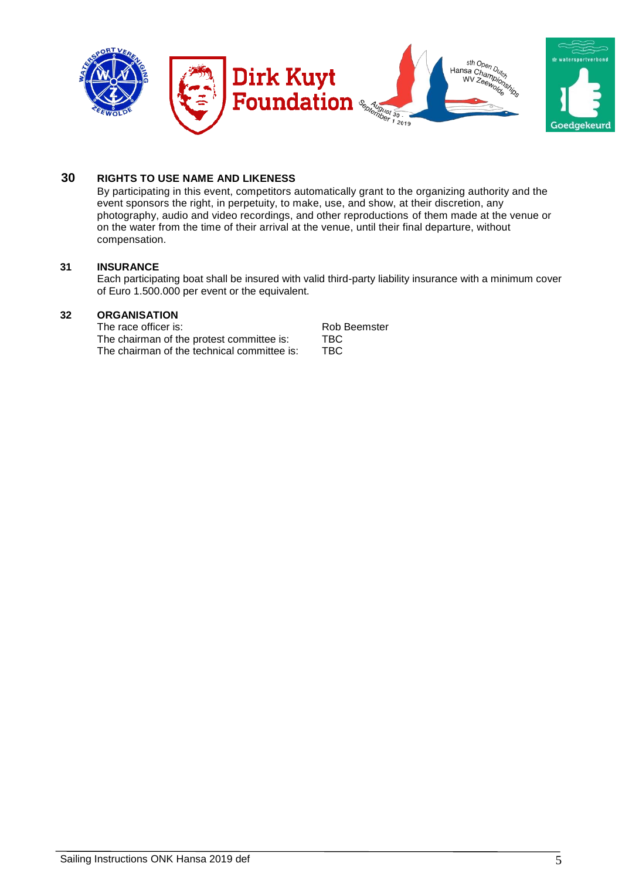## 30 RIGHTS TO USE NAME AND LIKENESS

By participating in this event, competitors automatically grant to the organizing authority and the event sponsors the right, in perpetuity, to make, use, and show, at their discretion, any photography, audio and video recordings, and other reproductions of them made at the venue or on the water from the time of their arrival at the venue, until their final departure, without compensation.

## 31 INSURANCE

Each participating boat shall be insured with valid third-party liability insurance with a minimum cover of Euro 1.500.000 per event or the equivalent.

## 32 ORGANISATION

| | |
|---|---|
| The race officer is: | Rob Beemster |
| The chairman of the protest committee is: | TBC |
| The chairman of the technical committee is: | TBC |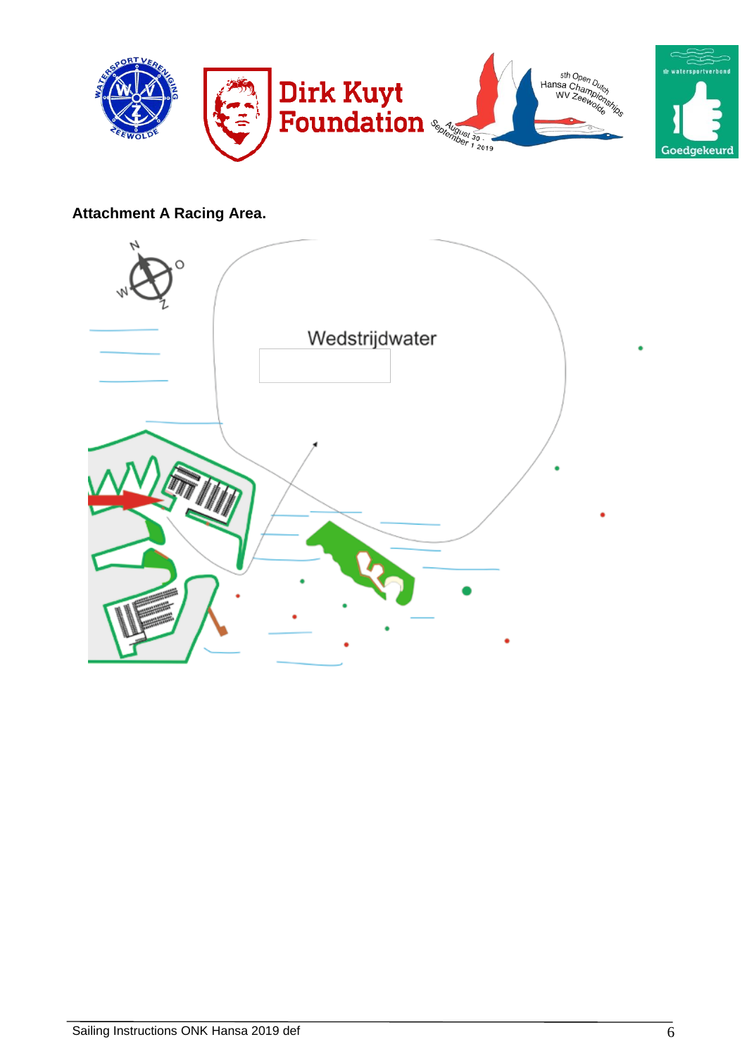**Attachment A Racing Area.**

Wedstrijdwater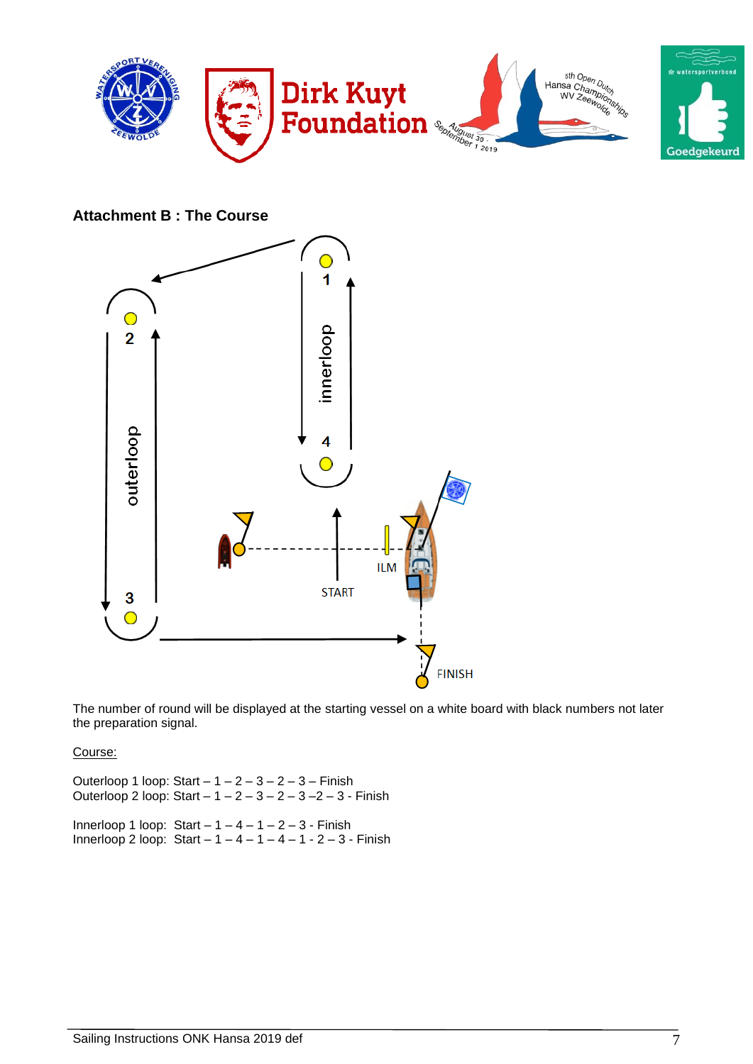## Attachment B : The Course

1

innerloop

4

2

outerloop

3

ILM

START

FINISH

The number of round will be displayed at the starting vessel on a white board with black numbers not later the preparation signal.

Course:

Outerloop 1 loop: Start – 1 – 2 – 3 – 2 – 3 – Finish
Outerloop 2 loop: Start – 1 – 2 – 3 – 2 – 3 –2 – 3 - Finish

Innerloop 1 loop: Start – 1 – 4 – 1 – 2 – 3 - Finish
Innerloop 2 loop: Start – 1 – 4 – 1 – 4 – 1 - 2 – 3 - Finish